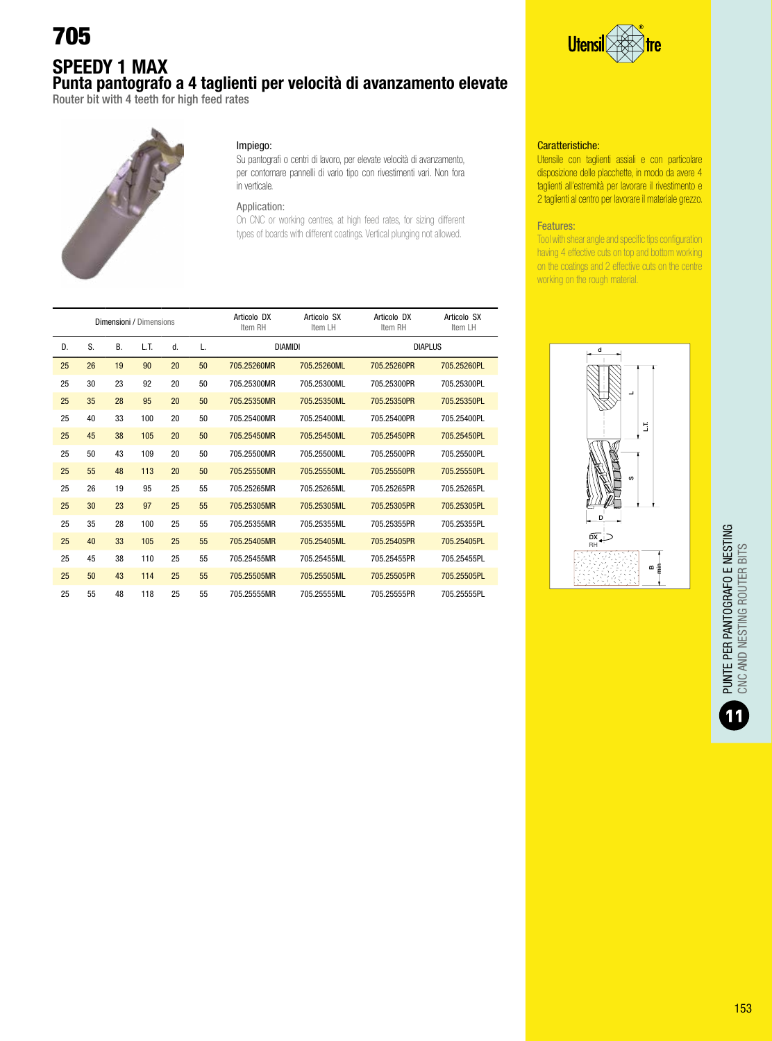# 705

## SPEEDY 1 MAX

### Punta pantografo a 4 taglienti per velocità di avanzamento elevate

Router bit with 4 teeth for high feed rates

Impiego:

Su pantografi o centri di lavoro, per elevate velocità di avanzamento, per contornare pannelli di vario tipo con rivestimenti vari. Non fora in verticale.

Application:

On CNC or working centres, at high feed rates, for sizing different types of boards with different coatings. Vertical plunging not allowed.

Caratteristiche:

Utensile con taglienti assiali e con particolare disposizione delle placchette, in modo da avere 4 taglienti all'estremità per lavorare il rivestimento e 2 taglienti al centro per lavorare il materiale grezzo.

Features:

Tool with shear angle and specific tips configuration having 4 effective cuts on top and bottom working on the coatings and 2 effective cuts on the centre working on the rough material.

| Dimensioni / Dimensions | | | | | | Articolo DX Item RH | Articolo SX Item LH | Articolo DX Item RH | Articolo SX Item LH |
|---|---|---|---|---|---|---|---|---|---|
| D. | S. | B. | L.T. | d. | L. | DIAMIDI | | DIAPLUS | |
| 25 | 26 | 19 | 90 | 20 | 50 | 705.25260MR | 705.25260ML | 705.25260PR | 705.25260PL |
| 25 | 30 | 23 | 92 | 20 | 50 | 705.25300MR | 705.25300ML | 705.25300PR | 705.25300PL |
| 25 | 35 | 28 | 95 | 20 | 50 | 705.25350MR | 705.25350ML | 705.25350PR | 705.25350PL |
| 25 | 40 | 33 | 100 | 20 | 50 | 705.25400MR | 705.25400ML | 705.25400PR | 705.25400PL |
| 25 | 45 | 38 | 105 | 20 | 50 | 705.25450MR | 705.25450ML | 705.25450PR | 705.25450PL |
| 25 | 50 | 43 | 109 | 20 | 50 | 705.25500MR | 705.25500ML | 705.25500PR | 705.25500PL |
| 25 | 55 | 48 | 113 | 20 | 50 | 705.25550MR | 705.25550ML | 705.25550PR | 705.25550PL |
| 25 | 26 | 19 | 95 | 25 | 55 | 705.25265MR | 705.25265ML | 705.25265PR | 705.25265PL |
| 25 | 30 | 23 | 97 | 25 | 55 | 705.25305MR | 705.25305ML | 705.25305PR | 705.25305PL |
| 25 | 35 | 28 | 100 | 25 | 55 | 705.25355MR | 705.25355ML | 705.25355PR | 705.25355PL |
| 25 | 40 | 33 | 105 | 25 | 55 | 705.25405MR | 705.25405ML | 705.25405PR | 705.25405PL |
| 25 | 45 | 38 | 110 | 25 | 55 | 705.25455MR | 705.25455ML | 705.25455PR | 705.25455PL |
| 25 | 50 | 43 | 114 | 25 | 55 | 705.25505MR | 705.25505ML | 705.25505PR | 705.25505PL |
| 25 | 55 | 48 | 118 | 25 | 55 | 705.25555MR | 705.25555ML | 705.25555PR | 705.25555PL |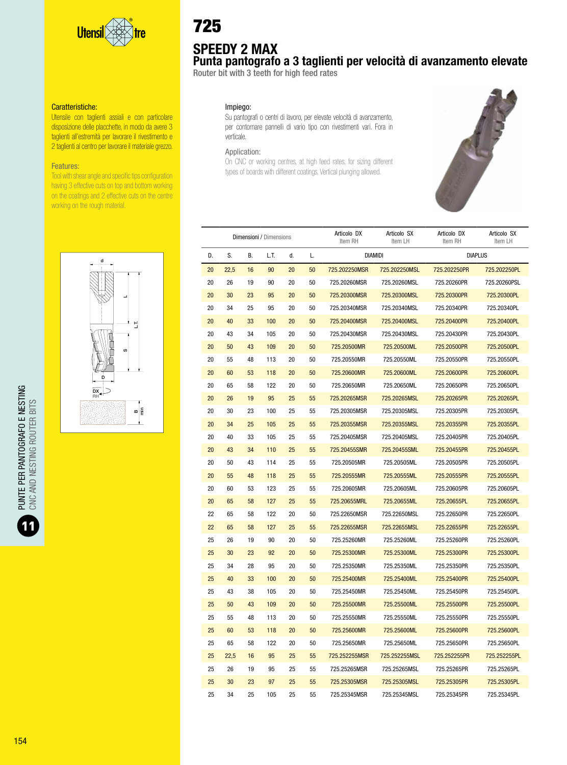# 725

## SPEEDY 2 MAX

### Punta pantografo a 3 taglienti per velocità di avanzamento elevate

Router bit with 3 teeth for high feed rates

**Caratteristiche:**

Utensile con taglienti assiali e con particolare disposizione delle placchette, in modo da avere 3 taglienti all'estremità per lavorare il rivestimento e 2 taglienti al centro per lavorare il materiale grezzo.

**Features:**

Tool with shear angle and specific tips configuration having 3 effective cuts on top and bottom working on the coatings and 2 effective cuts on the centre working on the rough material.

**Impiego:**

Su pantografi o centri di lavoro, per elevate velocità di avanzamento, per contornare pannelli di vario tipo con rivestimenti vari. Fora in verticale.

**Application:**

On CNC or working centres, at high feed rates, for sizing different types of boards with different coatings. Vertical plunging allowed.

| Dimensioni / Dimensions | | | | | | Articolo DX Item RH | Articolo SX Item LH | Articolo DX Item RH | Articolo SX Item LH |
|---|---|---|---|---|---|---|---|---|---|
| D. | S. | B. | L.T. | d. | L. | DIAMIDI | | DIAPLUS | |
| 20 | 22,5 | 16 | 90 | 20 | 50 | 725.202250MSR | 725.202250MSL | 725.202250PR | 725.202250PL |
| 20 | 26 | 19 | 90 | 20 | 50 | 725.20260MSR | 725.20260MSL | 725.20260PR | 725.20260PSL |
| 20 | 30 | 23 | 95 | 20 | 50 | 725.20300MSR | 725.20300MSL | 725.20300PR | 725.20300PL |
| 20 | 34 | 25 | 95 | 20 | 50 | 725.20340MSR | 725.20340MSL | 725.20340PR | 725.20340PL |
| 20 | 40 | 33 | 100 | 20 | 50 | 725.20400MSR | 725.20400MSL | 725.20400PR | 725.20400PL |
| 20 | 43 | 34 | 105 | 20 | 50 | 725.20430MSR | 725.20430MSL | 725.20430PR | 725.20430PL |
| 20 | 50 | 43 | 109 | 20 | 50 | 725.20500MR | 725.20500ML | 725.20500PR | 725.20500PL |
| 20 | 55 | 48 | 113 | 20 | 50 | 725.20550MR | 725.20550ML | 725.20550PR | 725.20550PL |
| 20 | 60 | 53 | 118 | 20 | 50 | 725.20600MR | 725.20600ML | 725.20600PR | 725.20600PL |
| 20 | 65 | 58 | 122 | 20 | 50 | 725.20650MR | 725.20650ML | 725.20650PR | 725.20650PL |
| 20 | 26 | 19 | 95 | 25 | 55 | 725.20265MSR | 725.20265MSL | 725.20265PR | 725.20265PL |
| 20 | 30 | 23 | 100 | 25 | 55 | 725.20305MSR | 725.20305MSL | 725.20305PR | 725.20305PL |
| 20 | 34 | 25 | 105 | 25 | 55 | 725.20355MSR | 725.20355MSL | 725.20355PR | 725.20355PL |
| 20 | 40 | 33 | 105 | 25 | 55 | 725.20405MSR | 725.20405MSL | 725.20405PR | 725.20405PL |
| 20 | 43 | 34 | 110 | 25 | 55 | 725.20455SMR | 725.20455SML | 725.20455PR | 725.20455PL |
| 20 | 50 | 43 | 114 | 25 | 55 | 725.20505MR | 725.20505ML | 725.20505PR | 725.20505PL |
| 20 | 55 | 48 | 118 | 25 | 55 | 725.20555MR | 725.20555ML | 725.20555PR | 725.20555PL |
| 20 | 60 | 53 | 123 | 25 | 55 | 725.20605MR | 725.20605ML | 725.20605PR | 725.20605PL |
| 20 | 65 | 58 | 127 | 25 | 55 | 725.20655MRL | 725.20655ML | 725.20655PL | 725.20655PL |
| 22 | 65 | 58 | 122 | 20 | 50 | 725.22650MSR | 725.22650MSL | 725.22650PR | 725.22650PL |
| 22 | 65 | 58 | 127 | 25 | 55 | 725.22655MSR | 725.22655MSL | 725.22655PR | 725.22655PL |
| 25 | 26 | 19 | 90 | 20 | 50 | 725.25260MR | 725.25260ML | 725.25260PR | 725.25260PL |
| 25 | 30 | 23 | 92 | 20 | 50 | 725.25300MR | 725.25300ML | 725.25300PR | 725.25300PL |
| 25 | 34 | 28 | 95 | 20 | 50 | 725.25350MR | 725.25350ML | 725.25350PR | 725.25350PL |
| 25 | 40 | 33 | 100 | 20 | 50 | 725.25400MR | 725.25400ML | 725.25400PR | 725.25400PL |
| 25 | 43 | 38 | 105 | 20 | 50 | 725.25450MR | 725.25450ML | 725.25450PR | 725.25450PL |
| 25 | 50 | 43 | 109 | 20 | 50 | 725.25500MR | 725.25500ML | 725.25500PR | 725.25500PL |
| 25 | 55 | 48 | 113 | 20 | 50 | 725.25550MR | 725.25550ML | 725.25550PR | 725.25550PL |
| 25 | 60 | 53 | 118 | 20 | 50 | 725.25600MR | 725.25600ML | 725.25600PR | 725.25600PL |
| 25 | 65 | 58 | 122 | 20 | 50 | 725.25650MR | 725.25650ML | 725.25650PR | 725.25650PL |
| 25 | 22,5 | 16 | 95 | 25 | 55 | 725.252255MSR | 725.252255MSL | 725.252255PR | 725.252255PL |
| 25 | 26 | 19 | 95 | 25 | 55 | 725.25265MSR | 725.25265MSL | 725.25265PR | 725.25265PL |
| 25 | 30 | 23 | 97 | 25 | 55 | 725.25305MSR | 725.25305MSL | 725.25305PR | 725.25305PL |
| 25 | 34 | 25 | 105 | 25 | 55 | 725.25345MSR | 725.25345MSL | 725.25345PR | 725.25345PL |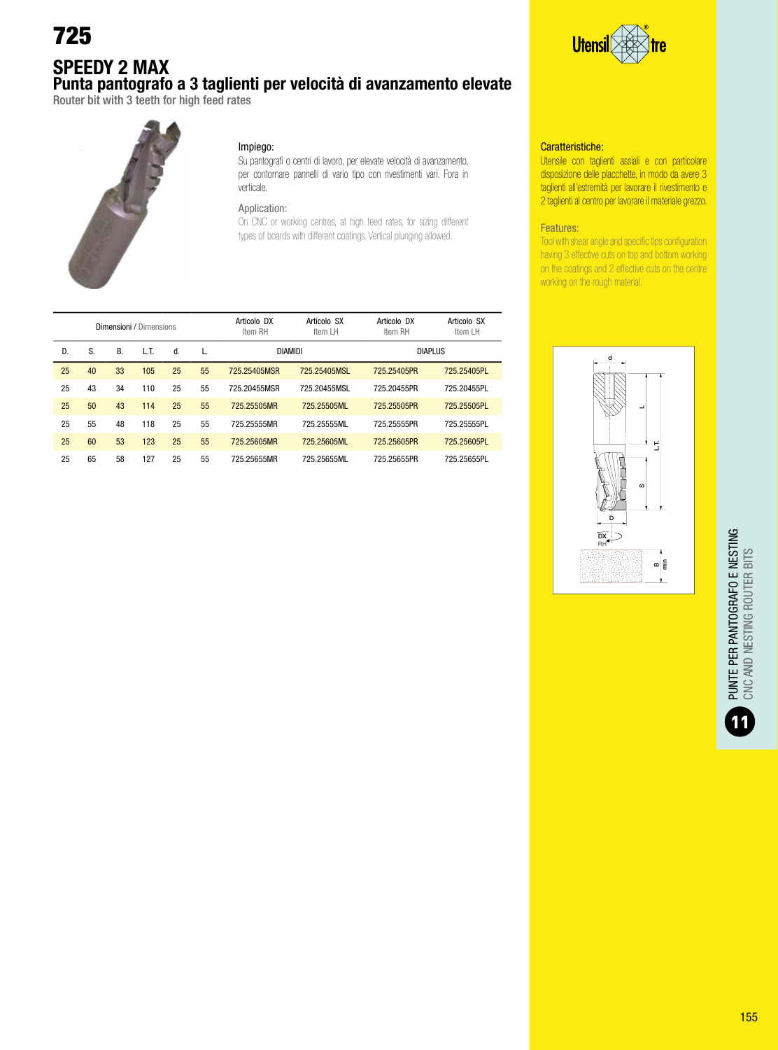# 725

## SPEEDY 2 MAX

### Punta pantografo a 3 taglienti per velocità di avanzamento elevate

Router bit with 3 teeth for high feed rates

Impiego:

Su pantografi o centri di lavoro, per elevate velocità di avanzamento, per contornare pannelli di vario tipo con rivestimenti vari. Fora in verticale.

Application:

On CNC or working centres, at high feed rates, for sizing different types of boards with different coatings. Vertical plunging allowed.

Caratteristiche:

Utensile con taglienti assiali e con particolare disposizione delle placchette, in modo da avere 3 taglienti all'estremità per lavorare il rivestimento e 2 taglienti al centro per lavorare il materiale grezzo.

Features:

Tool with shear angle and specific tips configuration having 3 effective cuts on top and bottom working on the coatings and 2 effective cuts on the centre working on the rough material.

| Dimensioni / Dimensions | | | | | | Articolo DX Item RH | Articolo SX Item LH | Articolo DX Item RH | Articolo SX Item LH |
|---|---|---|---|---|---|---|---|---|---|
| D. | S. | B. | L.T. | d. | L. | DIAMIDI | | DIAPLUS | |
| 25 | 40 | 33 | 105 | 25 | 55 | 725.25405MSR | 725.25405MSL | 725.25405PR | 725.25405PL |
| 25 | 43 | 34 | 110 | 25 | 55 | 725.20455MSR | 725.20455MSL | 725.20455PR | 725.20455PL |
| 25 | 50 | 43 | 114 | 25 | 55 | 725.25505MR | 725.25505ML | 725.25505PR | 725.25505PL |
| 25 | 55 | 48 | 118 | 25 | 55 | 725.25555MR | 725.25555ML | 725.25555PR | 725.25555PL |
| 25 | 60 | 53 | 123 | 25 | 55 | 725.25605MR | 725.25605ML | 725.25605PR | 725.25605PL |
| 25 | 65 | 58 | 127 | 25 | 55 | 725.25655MR | 725.25655ML | 725.25655PR | 725.25655PL |

PUNTE PER PANTOGRAFO E NESTING
CNC AND NESTING ROUTER BITS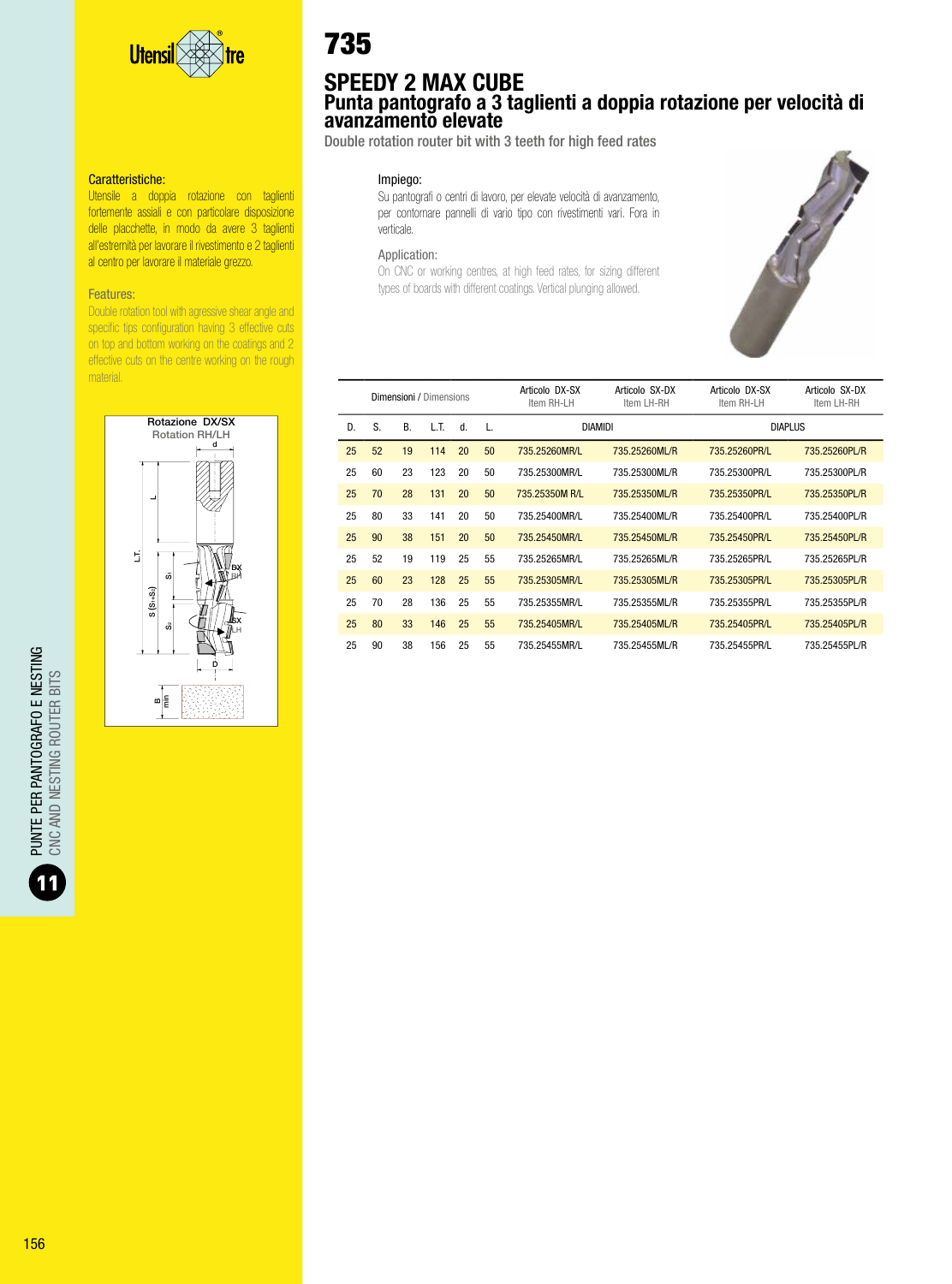# 735

## SPEEDY 2 MAX CUBE

### Punta pantografo a 3 taglienti a doppia rotazione per velocità di avanzamento elevate

Double rotation router bit with 3 teeth for high feed rates

**Caratteristiche:**
Utensile a doppia rotazione con taglienti fortemente assiali e con particolare disposizione delle placchette, in modo da avere 3 taglienti all'estremità per lavorare il rivestimento e 2 taglienti al centro per lavorare il materiale grezzo.

**Features:**
Double rotation tool with agressive shear angle and specific tips configuration having 3 effective cuts on top and bottom working on the coatings and 2 effective cuts on the centre working on the rough material.

**Impiego:**
Su pantografi o centri di lavoro, per elevate velocità di avanzamento, per contornare pannelli di vario tipo con rivestimenti vari. Fora in verticale.

**Application:**
On CNC or working centres, at high feed rates, for sizing different types of boards with different coatings. Vertical plunging allowed.

Rotazione DX/SX
Rotation RH/LH

| Dimensioni / Dimensions | | | | | | Articolo DX-SX Item RH-LH | Articolo SX-DX Item LH-RH | Articolo DX-SX Item RH-LH | Articolo SX-DX Item LH-RH |
|---|---|---|---|---|---|---|---|---|---|
| D. | S. | B. | L.T. | d. | L. | DIAMIDI | | DIAPLUS | |
| 25 | 52 | 19 | 114 | 20 | 50 | 735.25260MR/L | 735.25260ML/R | 735.25260PR/L | 735.25260PL/R |
| 25 | 60 | 23 | 123 | 20 | 50 | 735.25300MR/L | 735.25300ML/R | 735.25300PR/L | 735.25300PL/R |
| 25 | 70 | 28 | 131 | 20 | 50 | 735.25350M R/L | 735.25350ML/R | 735.25350PR/L | 735.25350PL/R |
| 25 | 80 | 33 | 141 | 20 | 50 | 735.25400MR/L | 735.25400ML/R | 735.25400PR/L | 735.25400PL/R |
| 25 | 90 | 38 | 151 | 20 | 50 | 735.25450MR/L | 735.25450ML/R | 735.25450PR/L | 735.25450PL/R |
| 25 | 52 | 19 | 119 | 25 | 55 | 735.25265MR/L | 735.25265ML/R | 735.25265PR/L | 735.25265PL/R |
| 25 | 60 | 23 | 128 | 25 | 55 | 735.25305MR/L | 735.25305ML/R | 735.25305PR/L | 735.25305PL/R |
| 25 | 70 | 28 | 136 | 25 | 55 | 735.25355MR/L | 735.25355ML/R | 735.25355PR/L | 735.25355PL/R |
| 25 | 80 | 33 | 146 | 25 | 55 | 735.25405MR/L | 735.25405ML/R | 735.25405PR/L | 735.25405PL/R |
| 25 | 90 | 38 | 156 | 25 | 55 | 735.25455MR/L | 735.25455ML/R | 735.25455PR/L | 735.25455PL/R |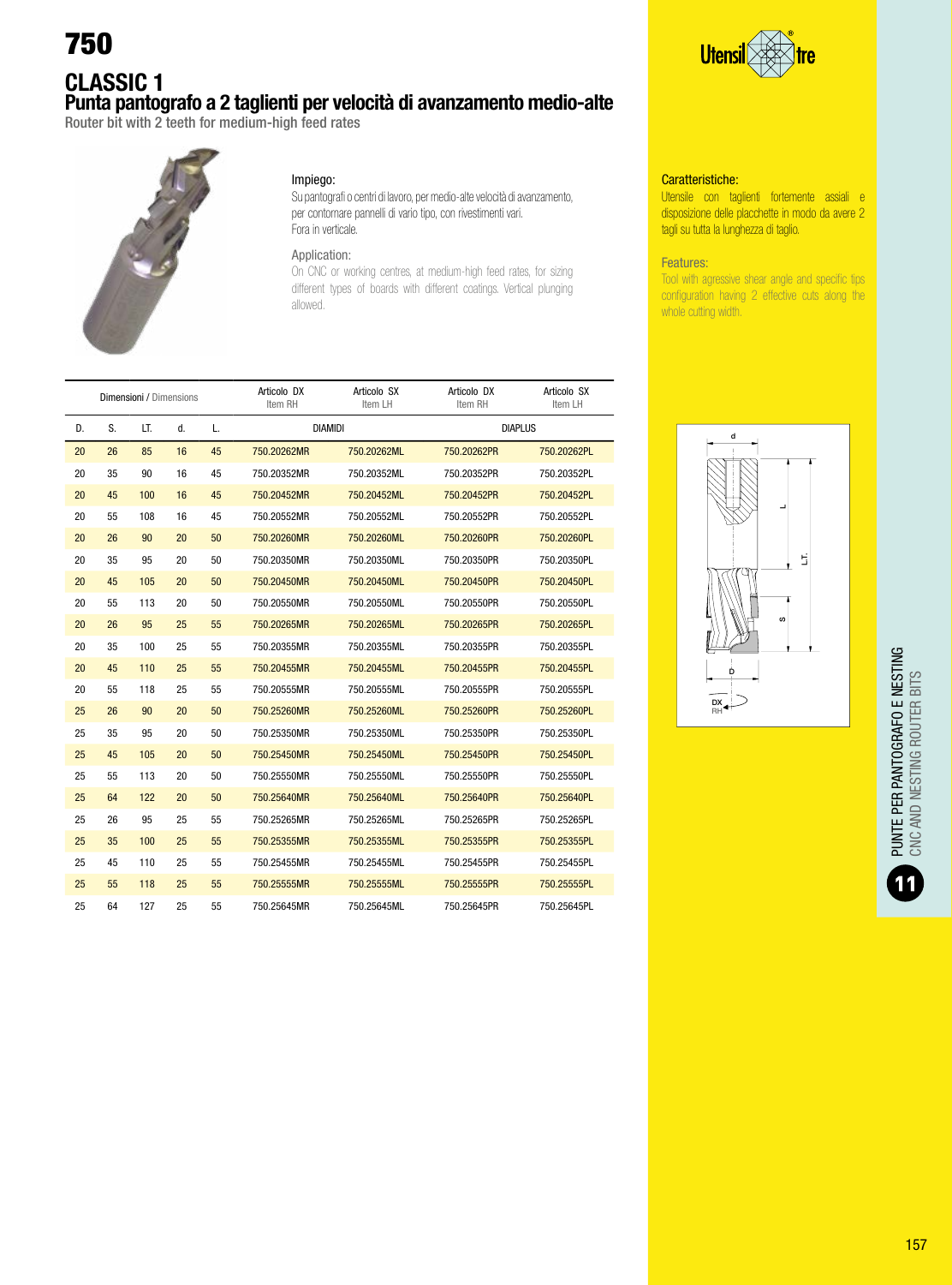# 750

## CLASSIC 1

### Punta pantografo a 2 taglienti per velocità di avanzamento medio-alte

Router bit with 2 teeth for medium-high feed rates

**Impiego:**
Su pantografi o centri di lavoro, per medio-alte velocità di avanzamento, per contornare pannelli di vario tipo, con rivestimenti vari.
Fora in verticale.

**Application:**
On CNC or working centres, at medium-high feed rates, for sizing different types of boards with different coatings. Vertical plunging allowed.

**Caratteristiche:**
Utensile con taglienti fortemente assiali e disposizione delle placchette in modo da avere 2 tagli su tutta la lunghezza di taglio.

**Features:**
Tool with agressive shear angle and specific tips configuration having 2 effective cuts along the whole cutting width.

| Dimensioni / Dimensions | | | | | Articolo DX Item RH | Articolo SX Item LH | Articolo DX Item RH | Articolo SX Item LH |
|---|---|---|---|---|---|---|---|---|
| D. | S. | LT. | d. | L. | DIAMIDI | | DIAPLUS | |
| 20 | 26 | 85 | 16 | 45 | 750.20262MR | 750.20262ML | 750.20262PR | 750.20262PL |
| 20 | 35 | 90 | 16 | 45 | 750.20352MR | 750.20352ML | 750.20352PR | 750.20352PL |
| 20 | 45 | 100 | 16 | 45 | 750.20452MR | 750.20452ML | 750.20452PR | 750.20452PL |
| 20 | 55 | 108 | 16 | 45 | 750.20552MR | 750.20552ML | 750.20552PR | 750.20552PL |
| 20 | 26 | 90 | 20 | 50 | 750.20260MR | 750.20260ML | 750.20260PR | 750.20260PL |
| 20 | 35 | 95 | 20 | 50 | 750.20350MR | 750.20350ML | 750.20350PR | 750.20350PL |
| 20 | 45 | 105 | 20 | 50 | 750.20450MR | 750.20450ML | 750.20450PR | 750.20450PL |
| 20 | 55 | 113 | 20 | 50 | 750.20550MR | 750.20550ML | 750.20550PR | 750.20550PL |
| 20 | 26 | 95 | 25 | 55 | 750.20265MR | 750.20265ML | 750.20265PR | 750.20265PL |
| 20 | 35 | 100 | 25 | 55 | 750.20355MR | 750.20355ML | 750.20355PR | 750.20355PL |
| 20 | 45 | 110 | 25 | 55 | 750.20455MR | 750.20455ML | 750.20455PR | 750.20455PL |
| 20 | 55 | 118 | 25 | 55 | 750.20555MR | 750.20555ML | 750.20555PR | 750.20555PL |
| 25 | 26 | 90 | 20 | 50 | 750.25260MR | 750.25260ML | 750.25260PR | 750.25260PL |
| 25 | 35 | 95 | 20 | 50 | 750.25350MR | 750.25350ML | 750.25350PR | 750.25350PL |
| 25 | 45 | 105 | 20 | 50 | 750.25450MR | 750.25450ML | 750.25450PR | 750.25450PL |
| 25 | 55 | 113 | 20 | 50 | 750.25550MR | 750.25550ML | 750.25550PR | 750.25550PL |
| 25 | 64 | 122 | 20 | 50 | 750.25640MR | 750.25640ML | 750.25640PR | 750.25640PL |
| 25 | 26 | 95 | 25 | 55 | 750.25265MR | 750.25265ML | 750.25265PR | 750.25265PL |
| 25 | 35 | 100 | 25 | 55 | 750.25355MR | 750.25355ML | 750.25355PR | 750.25355PL |
| 25 | 45 | 110 | 25 | 55 | 750.25455MR | 750.25455ML | 750.25455PR | 750.25455PL |
| 25 | 55 | 118 | 25 | 55 | 750.25555MR | 750.25555ML | 750.25555PR | 750.25555PL |
| 25 | 64 | 127 | 25 | 55 | 750.25645MR | 750.25645ML | 750.25645PR | 750.25645PL |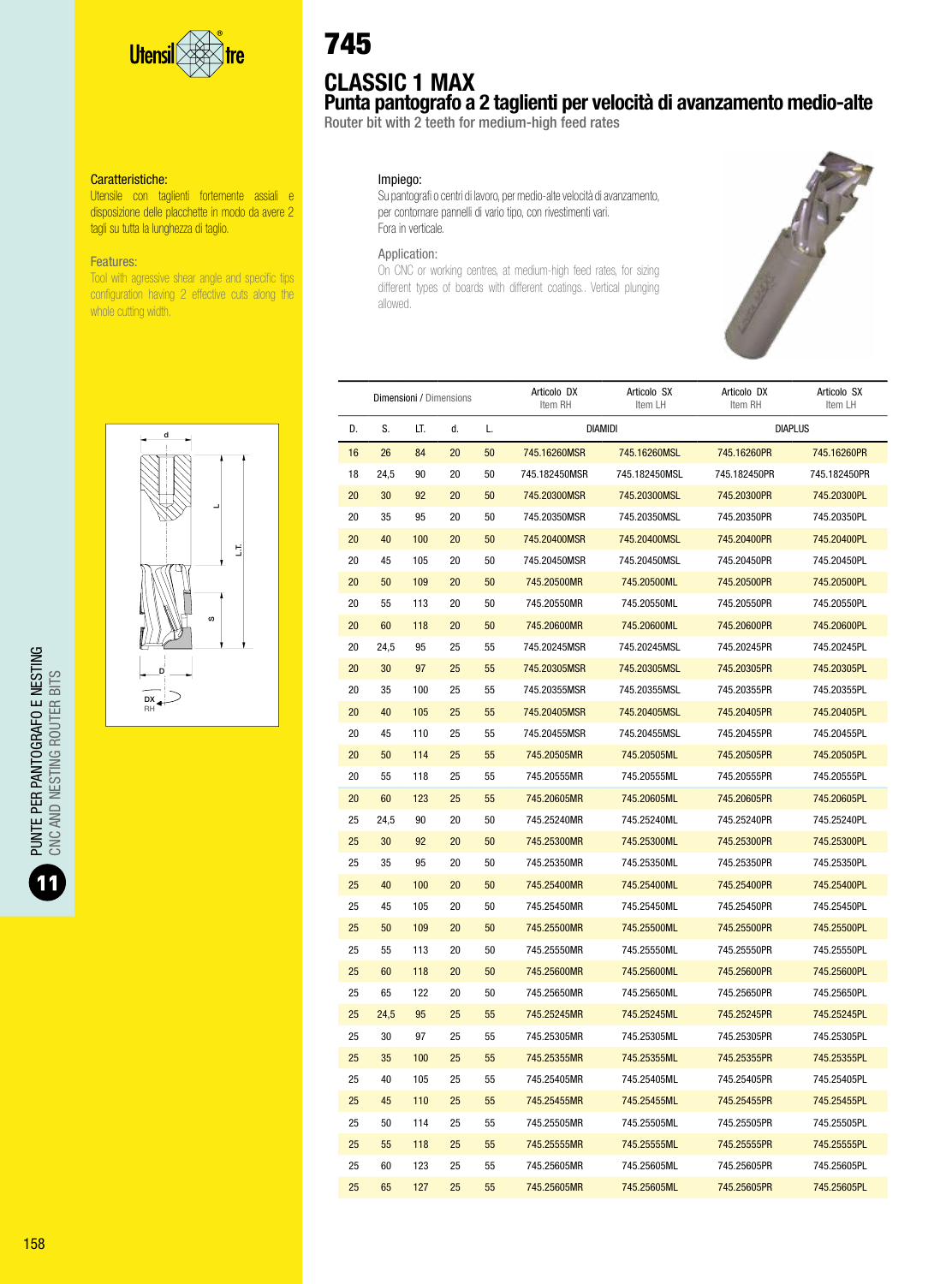# 745

## CLASSIC 1 MAX

### Punta pantografo a 2 taglienti per velocità di avanzamento medio-alte

Router bit with 2 teeth for medium-high feed rates

**Caratteristiche:**
Utensile con taglienti fortemente assiali e disposizione delle placchette in modo da avere 2 tagli su tutta la lunghezza di taglio.

**Features:**
Tool with agressive shear angle and specific tips configuration having 2 effective cuts along the whole cutting width.

**Impiego:**
Su pantografi o centri di lavoro, per medio-alte velocità di avanzamento, per contornare pannelli di vario tipo, con rivestimenti vari.
Fora in verticale.

**Application:**
On CNC or working centres, at medium-high feed rates, for sizing different types of boards with different coatings.. Vertical plunging allowed.

| Dimensioni / Dimensions | | | | | Articolo DX Item RH | Articolo SX Item LH | Articolo DX Item RH | Articolo SX Item LH |
|---|---|---|---|---|---|---|---|---|
| D. | S. | LT. | d. | L. | DIAMIDI | | DIAPLUS | |
| 16 | 26 | 84 | 20 | 50 | 745.16260MSR | 745.16260MSL | 745.16260PR | 745.16260PR |
| 18 | 24,5 | 90 | 20 | 50 | 745.182450MSR | 745.182450MSL | 745.182450PR | 745.182450PR |
| 20 | 30 | 92 | 20 | 50 | 745.20300MSR | 745.20300MSL | 745.20300PR | 745.20300PL |
| 20 | 35 | 95 | 20 | 50 | 745.20350MSR | 745.20350MSL | 745.20350PR | 745.20350PL |
| 20 | 40 | 100 | 20 | 50 | 745.20400MSR | 745.20400MSL | 745.20400PR | 745.20400PL |
| 20 | 45 | 105 | 20 | 50 | 745.20450MSR | 745.20450MSL | 745.20450PR | 745.20450PL |
| 20 | 50 | 109 | 20 | 50 | 745.20500MR | 745.20500ML | 745.20500PR | 745.20500PL |
| 20 | 55 | 113 | 20 | 50 | 745.20550MR | 745.20550ML | 745.20550PR | 745.20550PL |
| 20 | 60 | 118 | 20 | 50 | 745.20600MR | 745.20600ML | 745.20600PR | 745.20600PL |
| 20 | 24,5 | 95 | 25 | 55 | 745.20245MSR | 745.20245MSL | 745.20245PR | 745.20245PL |
| 20 | 30 | 97 | 25 | 55 | 745.20305MSR | 745.20305MSL | 745.20305PR | 745.20305PL |
| 20 | 35 | 100 | 25 | 55 | 745.20355MSR | 745.20355MSL | 745.20355PR | 745.20355PL |
| 20 | 40 | 105 | 25 | 55 | 745.20405MSR | 745.20405MSL | 745.20405PR | 745.20405PL |
| 20 | 45 | 110 | 25 | 55 | 745.20455MSR | 745.20455MSL | 745.20455PR | 745.20455PL |
| 20 | 50 | 114 | 25 | 55 | 745.20505MR | 745.20505ML | 745.20505PR | 745.20505PL |
| 20 | 55 | 118 | 25 | 55 | 745.20555MR | 745.20555ML | 745.20555PR | 745.20555PL |
| 20 | 60 | 123 | 25 | 55 | 745.20605MR | 745.20605ML | 745.20605PR | 745.20605PL |
| 25 | 24,5 | 90 | 20 | 50 | 745.25240MR | 745.25240ML | 745.25240PR | 745.25240PL |
| 25 | 30 | 92 | 20 | 50 | 745.25300MR | 745.25300ML | 745.25300PR | 745.25300PL |
| 25 | 35 | 95 | 20 | 50 | 745.25350MR | 745.25350ML | 745.25350PR | 745.25350PL |
| 25 | 40 | 100 | 20 | 50 | 745.25400MR | 745.25400ML | 745.25400PR | 745.25400PL |
| 25 | 45 | 105 | 20 | 50 | 745.25450MR | 745.25450ML | 745.25450PR | 745.25450PL |
| 25 | 50 | 109 | 20 | 50 | 745.25500MR | 745.25500ML | 745.25500PR | 745.25500PL |
| 25 | 55 | 113 | 20 | 50 | 745.25550MR | 745.25550ML | 745.25550PR | 745.25550PL |
| 25 | 60 | 118 | 20 | 50 | 745.25600MR | 745.25600ML | 745.25600PR | 745.25600PL |
| 25 | 65 | 122 | 20 | 50 | 745.25650MR | 745.25650ML | 745.25650PR | 745.25650PL |
| 25 | 24,5 | 95 | 25 | 55 | 745.25245MR | 745.25245ML | 745.25245PR | 745.25245PL |
| 25 | 30 | 97 | 25 | 55 | 745.25305MR | 745.25305ML | 745.25305PR | 745.25305PL |
| 25 | 35 | 100 | 25 | 55 | 745.25355MR | 745.25355ML | 745.25355PR | 745.25355PL |
| 25 | 40 | 105 | 25 | 55 | 745.25405MR | 745.25405ML | 745.25405PR | 745.25405PL |
| 25 | 45 | 110 | 25 | 55 | 745.25455MR | 745.25455ML | 745.25455PR | 745.25455PL |
| 25 | 50 | 114 | 25 | 55 | 745.25505MR | 745.25505ML | 745.25505PR | 745.25505PL |
| 25 | 55 | 118 | 25 | 55 | 745.25555MR | 745.25555ML | 745.25555PR | 745.25555PL |
| 25 | 60 | 123 | 25 | 55 | 745.25605MR | 745.25605ML | 745.25605PR | 745.25605PL |
| 25 | 65 | 127 | 25 | 55 | 745.25605MR | 745.25605ML | 745.25605PR | 745.25605PL |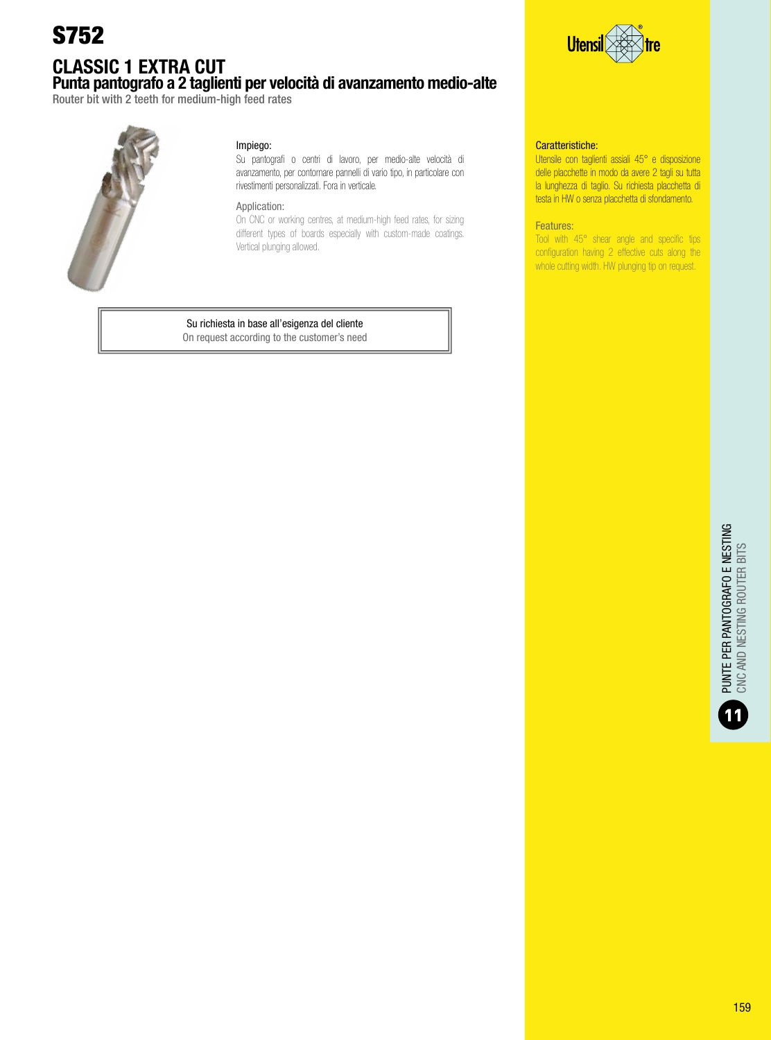# S752

## CLASSIC 1 EXTRA CUT

### Punta pantografo a 2 taglienti per velocità di avanzamento medio-alte

Router bit with 2 teeth for medium-high feed rates

Impiego:

Su pantografi o centri di lavoro, per medio-alte velocità di avanzamento, per contornare pannelli di vario tipo, in particolare con rivestimenti personalizzati. Fora in verticale.

Application:

On CNC or working centres, at medium-high feed rates, for sizing different types of boards especially with custom-made coatings. Vertical plunging allowed.

Caratteristiche:

Utensile con taglienti assiali 45° e disposizione delle placchette in modo da avere 2 tagli su tutta la lunghezza di taglio. Su richiesta placchetta di testa in HW o senza placchetta di sfondamento.

Features:

Tool with 45° shear angle and specific tips configuration having 2 effective cuts along the whole cutting width. HW plunging tip on request.

| Su richiesta in base all'esigenza del cliente<br>On request according to the customer's need |
|---|

PUNTE PER PANTOGRAFO E NESTING
CNC AND NESTING ROUTER BITS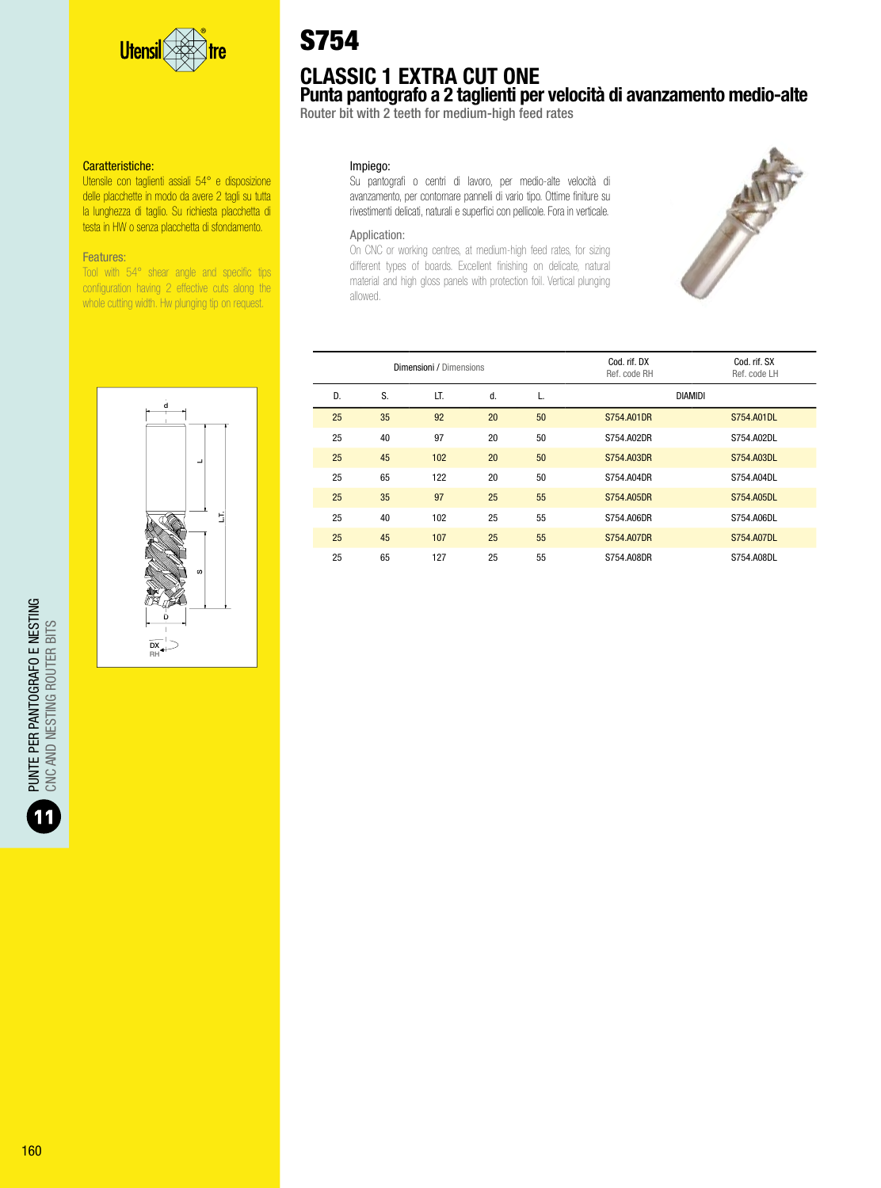# S754

## CLASSIC 1 EXTRA CUT ONE

### Punta pantografo a 2 taglienti per velocità di avanzamento medio-alte

Router bit with 2 teeth for medium-high feed rates

**Caratteristiche:**
Utensile con taglienti assiali 54° e disposizione delle placchette in modo da avere 2 tagli su tutta la lunghezza di taglio. Su richiesta placchetta di testa in HW o senza placchetta di sfondamento.

**Features:**
Tool with 54° shear angle and specific tips configuration having 2 effective cuts along the whole cutting width. Hw plunging tip on request.

**Impiego:**
Su pantografi o centri di lavoro, per medio-alte velocità di avanzamento, per contornare pannelli di vario tipo. Ottime finiture su rivestimenti delicati, naturali e superfici con pellicole. Fora in verticale.

**Application:**
On CNC or working centres, at medium-high feed rates, for sizing different types of boards. Excellent finishing on delicate, natural material and high gloss panels with protection foil. Vertical plunging allowed.

| Dimensioni / Dimensions | | | | | Cod. rif. DX Ref. code RH | Cod. rif. SX Ref. code LH |
|---|---|---|---|---|---|---|
| D. | S. | LT. | d. | L. | DIAMIDI | |
| 25 | 35 | 92 | 20 | 50 | S754.A01DR | S754.A01DL |
| 25 | 40 | 97 | 20 | 50 | S754.A02DR | S754.A02DL |
| 25 | 45 | 102 | 20 | 50 | S754.A03DR | S754.A03DL |
| 25 | 65 | 122 | 20 | 50 | S754.A04DR | S754.A04DL |
| 25 | 35 | 97 | 25 | 55 | S754.A05DR | S754.A05DL |
| 25 | 40 | 102 | 25 | 55 | S754.A06DR | S754.A06DL |
| 25 | 45 | 107 | 25 | 55 | S754.A07DR | S754.A07DL |
| 25 | 65 | 127 | 25 | 55 | S754.A08DR | S754.A08DL |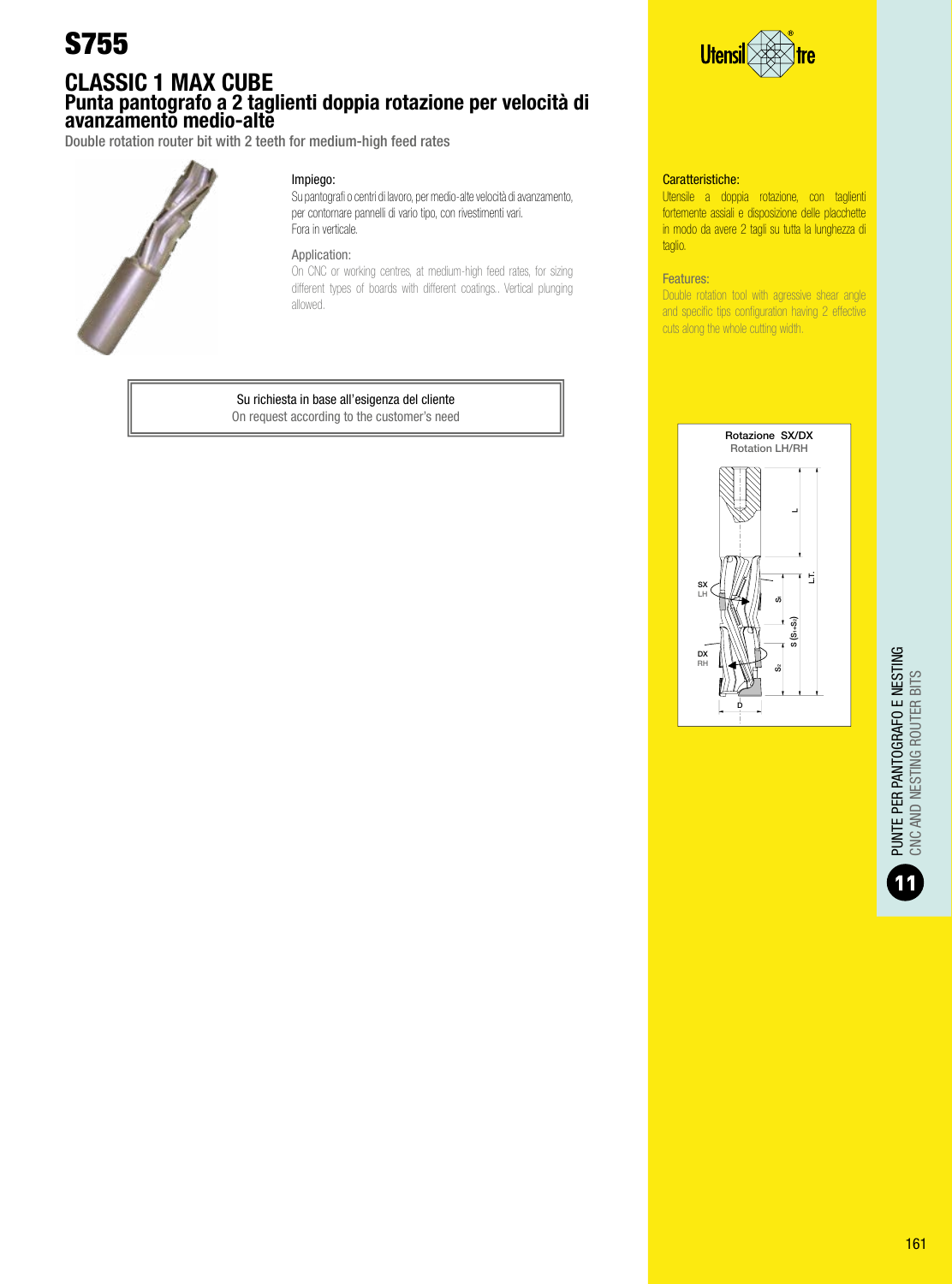# S755

## CLASSIC 1 MAX CUBE

### Punta pantografo a 2 taglienti doppia rotazione per velocità di avanzamento medio-alte

Double rotation router bit with 2 teeth for medium-high feed rates

Impiego:

Su pantografi o centri di lavoro, per medio-alte velocità di avanzamento, per contornare pannelli di vario tipo, con rivestimenti vari.
Fora in verticale.

Application:

On CNC or working centres, at medium-high feed rates, for sizing different types of boards with different coatings.. Vertical plunging allowed.

Su richiesta in base all'esigenza del cliente
On request according to the customer's need

Caratteristiche:

Utensile a doppia rotazione, con taglienti fortemente assiali e disposizione delle placchette in modo da avere 2 tagli su tutta la lunghezza di taglio.

Features:

Double rotation tool with agressive shear angle and specific tips configuration having 2 effective cuts along the whole cutting width.

Rotazione SX/DX
Rotation LH/RH

PUNTE PER PANTOGRAFO E NESTING
CNC AND NESTING ROUTER BITS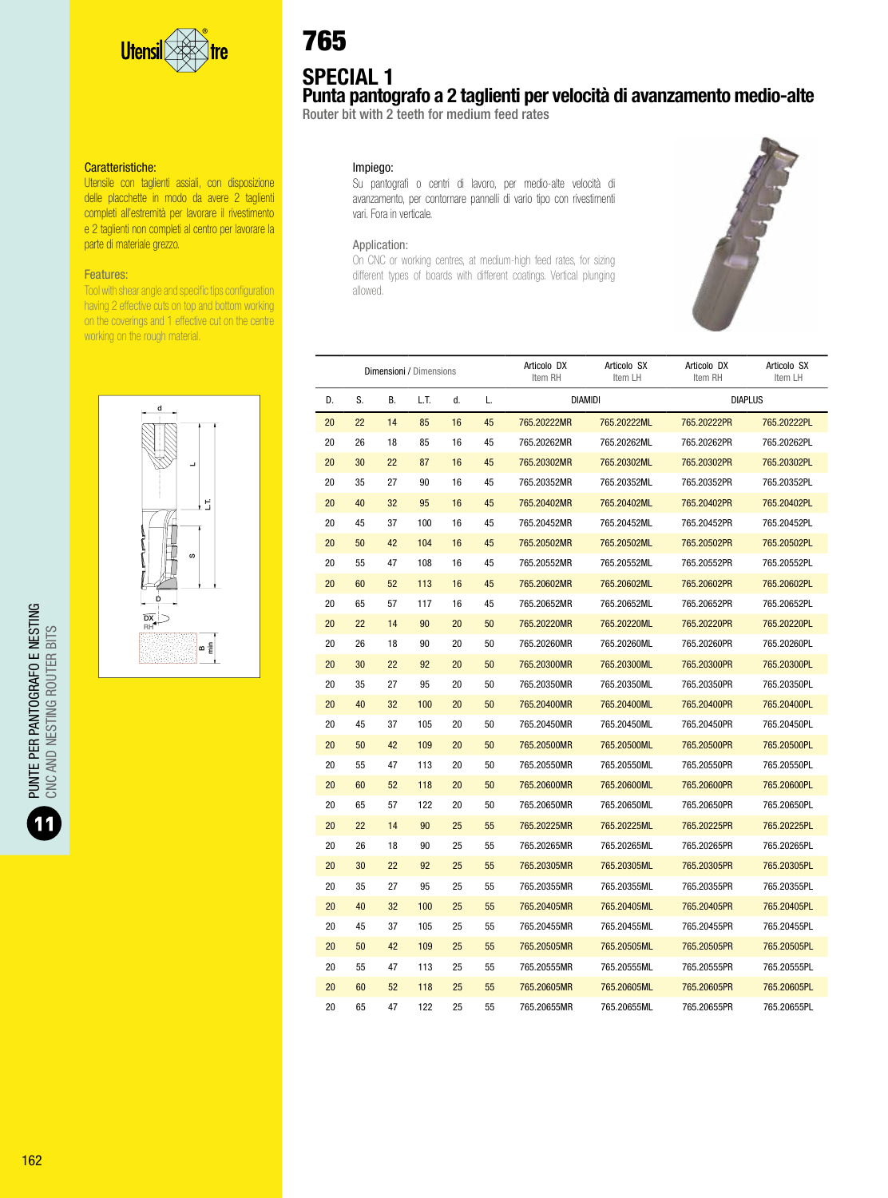# 765

## SPECIAL 1

### Punta pantografo a 2 taglienti per velocità di avanzamento medio-alte

Router bit with 2 teeth for medium feed rates

**Caratteristiche:**
Utensile con taglienti assiali, con disposizione delle placchette in modo da avere 2 taglienti completi all'estremità per lavorare il rivestimento e 2 taglienti non completi al centro per lavorare la parte di materiale grezzo.

**Features:**
Tool with shear angle and specific tips configuration having 2 effective cuts on top and bottom working on the coverings and 1 effective cut on the centre working on the rough material.

**Impiego:**
Su pantografi o centri di lavoro, per medio-alte velocità di avanzamento, per contornare pannelli di vario tipo con rivestimenti vari. Fora in verticale.

**Application:**
On CNC or working centres, at medium-high feed rates, for sizing different types of boards with different coatings. Vertical plunging allowed.

| Dimensioni / Dimensions | | | | | | Articolo DX Item RH | Articolo SX Item LH | Articolo DX Item RH | Articolo SX Item LH |
|---|---|---|---|---|---|---|---|---|---|
| D. | S. | B. | L.T. | d. | L. | DIAMIDI | | DIAPLUS | |
| 20 | 22 | 14 | 85 | 16 | 45 | 765.20222MR | 765.20222ML | 765.20222PR | 765.20222PL |
| 20 | 26 | 18 | 85 | 16 | 45 | 765.20262MR | 765.20262ML | 765.20262PR | 765.20262PL |
| 20 | 30 | 22 | 87 | 16 | 45 | 765.20302MR | 765.20302ML | 765.20302PR | 765.20302PL |
| 20 | 35 | 27 | 90 | 16 | 45 | 765.20352MR | 765.20352ML | 765.20352PR | 765.20352PL |
| 20 | 40 | 32 | 95 | 16 | 45 | 765.20402MR | 765.20402ML | 765.20402PR | 765.20402PL |
| 20 | 45 | 37 | 100 | 16 | 45 | 765.20452MR | 765.20452ML | 765.20452PR | 765.20452PL |
| 20 | 50 | 42 | 104 | 16 | 45 | 765.20502MR | 765.20502ML | 765.20502PR | 765.20502PL |
| 20 | 55 | 47 | 108 | 16 | 45 | 765.20552MR | 765.20552ML | 765.20552PR | 765.20552PL |
| 20 | 60 | 52 | 113 | 16 | 45 | 765.20602MR | 765.20602ML | 765.20602PR | 765.20602PL |
| 20 | 65 | 57 | 117 | 16 | 45 | 765.20652MR | 765.20652ML | 765.20652PR | 765.20652PL |
| 20 | 22 | 14 | 90 | 20 | 50 | 765.20220MR | 765.20220ML | 765.20220PR | 765.20220PL |
| 20 | 26 | 18 | 90 | 20 | 50 | 765.20260MR | 765.20260ML | 765.20260PR | 765.20260PL |
| 20 | 30 | 22 | 92 | 20 | 50 | 765.20300MR | 765.20300ML | 765.20300PR | 765.20300PL |
| 20 | 35 | 27 | 95 | 20 | 50 | 765.20350MR | 765.20350ML | 765.20350PR | 765.20350PL |
| 20 | 40 | 32 | 100 | 20 | 50 | 765.20400MR | 765.20400ML | 765.20400PR | 765.20400PL |
| 20 | 45 | 37 | 105 | 20 | 50 | 765.20450MR | 765.20450ML | 765.20450PR | 765.20450PL |
| 20 | 50 | 42 | 109 | 20 | 50 | 765.20500MR | 765.20500ML | 765.20500PR | 765.20500PL |
| 20 | 55 | 47 | 113 | 20 | 50 | 765.20550MR | 765.20550ML | 765.20550PR | 765.20550PL |
| 20 | 60 | 52 | 118 | 20 | 50 | 765.20600MR | 765.20600ML | 765.20600PR | 765.20600PL |
| 20 | 65 | 57 | 122 | 20 | 50 | 765.20650MR | 765.20650ML | 765.20650PR | 765.20650PL |
| 20 | 22 | 14 | 90 | 25 | 55 | 765.20225MR | 765.20225ML | 765.20225PR | 765.20225PL |
| 20 | 26 | 18 | 90 | 25 | 55 | 765.20265MR | 765.20265ML | 765.20265PR | 765.20265PL |
| 20 | 30 | 22 | 92 | 25 | 55 | 765.20305MR | 765.20305ML | 765.20305PR | 765.20305PL |
| 20 | 35 | 27 | 95 | 25 | 55 | 765.20355MR | 765.20355ML | 765.20355PR | 765.20355PL |
| 20 | 40 | 32 | 100 | 25 | 55 | 765.20405MR | 765.20405ML | 765.20405PR | 765.20405PL |
| 20 | 45 | 37 | 105 | 25 | 55 | 765.20455MR | 765.20455ML | 765.20455PR | 765.20455PL |
| 20 | 50 | 42 | 109 | 25 | 55 | 765.20505MR | 765.20505ML | 765.20505PR | 765.20505PL |
| 20 | 55 | 47 | 113 | 25 | 55 | 765.20555MR | 765.20555ML | 765.20555PR | 765.20555PL |
| 20 | 60 | 52 | 118 | 25 | 55 | 765.20605MR | 765.20605ML | 765.20605PR | 765.20605PL |
| 20 | 65 | 47 | 122 | 25 | 55 | 765.20655MR | 765.20655ML | 765.20655PR | 765.20655PL |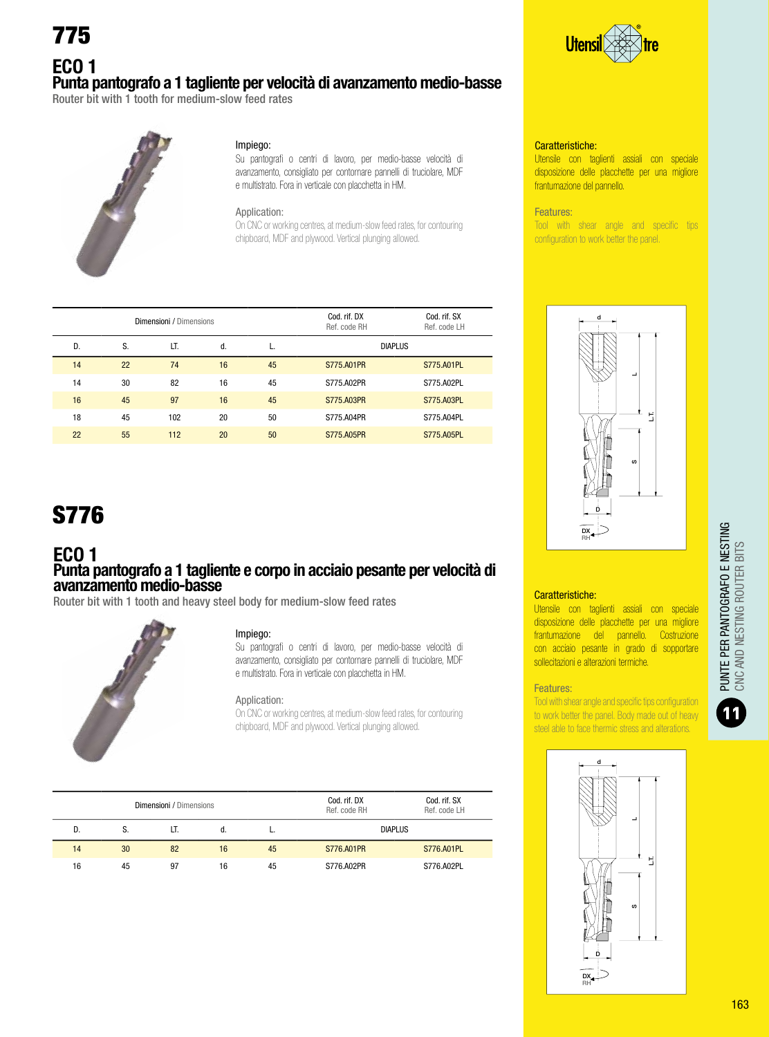# 775

## ECO 1

### Punta pantografo a 1 tagliente per velocità di avanzamento medio-basse

Router bit with 1 tooth for medium-slow feed rates

Impiego:

Su pantografi o centri di lavoro, per medio-basse velocità di avanzamento, consigliato per contornare pannelli di truciolare, MDF e multistrato. Fora in verticale con placchetta in HM.

Application:

On CNC or working centres, at medium-slow feed rates, for contouring chipboard, MDF and plywood. Vertical plunging allowed.

Caratteristiche:

Utensile con taglienti assiali con speciale disposizione delle placchette per una migliore frantumazione del pannello.

Features:

Tool with shear angle and specific tips configuration to work better the panel.

| Dimensioni / Dimensions | | | | | Cod. rif. DX Ref. code RH | Cod. rif. SX Ref. code LH |
|---|---|---|---|---|---|---|
| D. | S. | LT. | d. | L. | DIAPLUS | |
| 14 | 22 | 74 | 16 | 45 | S775.A01PR | S775.A01PL |
| 14 | 30 | 82 | 16 | 45 | S775.A02PR | S775.A02PL |
| 16 | 45 | 97 | 16 | 45 | S775.A03PR | S775.A03PL |
| 18 | 45 | 102 | 20 | 50 | S775.A04PR | S775.A04PL |
| 22 | 55 | 112 | 20 | 50 | S775.A05PR | S775.A05PL |

# S776

## ECO 1

### Punta pantografo a 1 tagliente e corpo in acciaio pesante per velocità di avanzamento medio-basse

Router bit with 1 tooth and heavy steel body for medium-slow feed rates

Impiego:

Su pantografi o centri di lavoro, per medio-basse velocità di avanzamento, consigliato per contornare pannelli di truciolare, MDF e multistrato. Fora in verticale con placchetta in HM.

Application:

On CNC or working centres, at medium-slow feed rates, for contouring chipboard, MDF and plywood. Vertical plunging allowed.

Caratteristiche:

Utensile con taglienti assiali con speciale disposizione delle placchette per una migliore frantumazione del pannello. Costruzione con acciaio pesante in grado di sopportare sollecitazioni e alterazioni termiche.

Features:

Tool with shear angle and specific tips configuration to work better the panel. Body made out of heavy steel able to face thermic stress and alterations.

| Dimensioni / Dimensions | | | | | Cod. rif. DX Ref. code RH | Cod. rif. SX Ref. code LH |
|---|---|---|---|---|---|---|
| D. | S. | LT. | d. | L. | DIAPLUS | |
| 14 | 30 | 82 | 16 | 45 | S776.A01PR | S776.A01PL |
| 16 | 45 | 97 | 16 | 45 | S776.A02PR | S776.A02PL |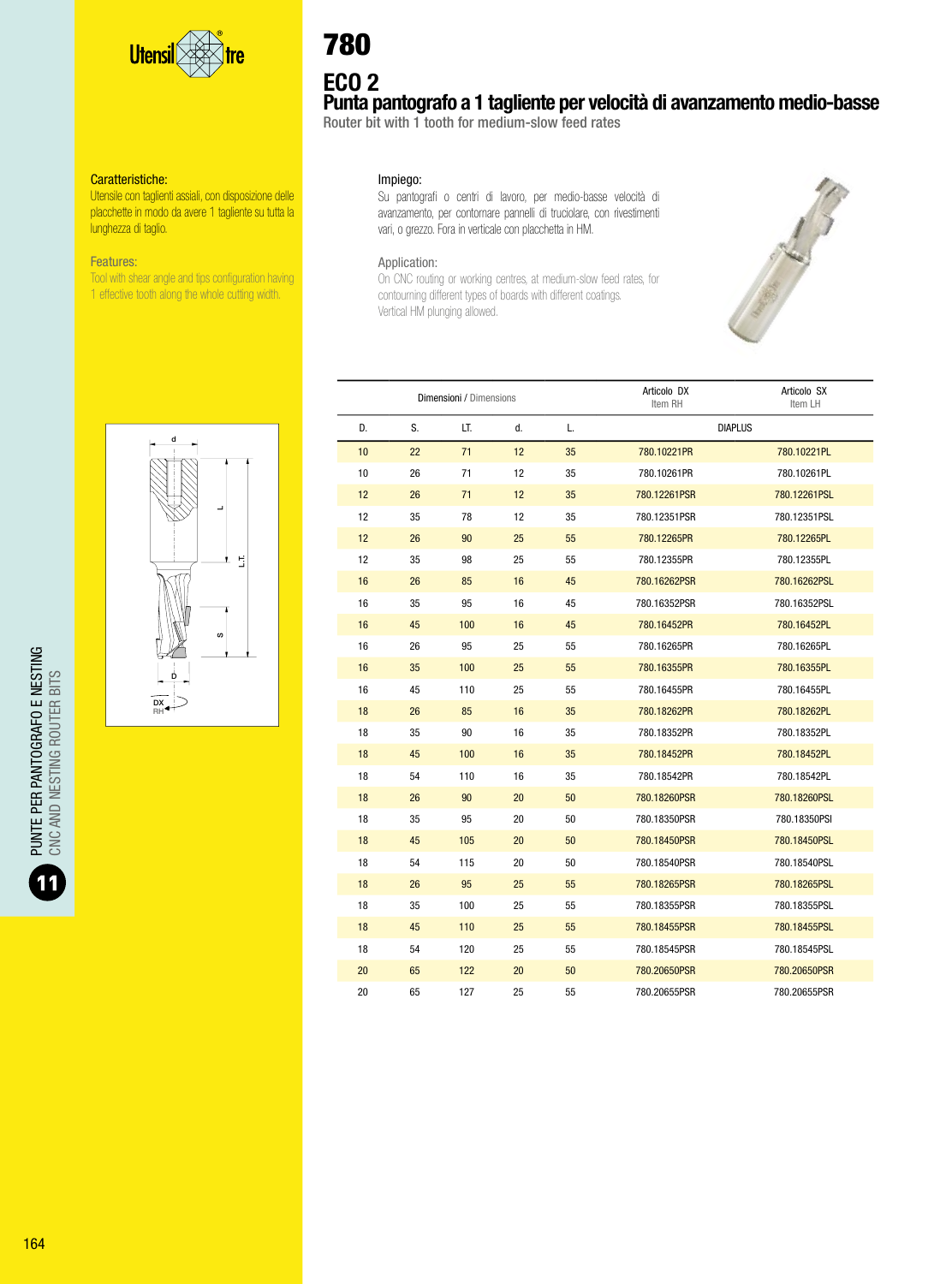# 780

## ECO 2

### Punta pantografo a 1 tagliente per velocità di avanzamento medio-basse

Router bit with 1 tooth for medium-slow feed rates

**Caratteristiche:**
Utensile con taglienti assiali, con disposizione delle placchette in modo da avere 1 tagliente su tutta la lunghezza di taglio.

**Features:**
Tool with shear angle and tips configuration having 1 effective tooth along the whole cutting width.

**Impiego:**
Su pantografi o centri di lavoro, per medio-basse velocità di avanzamento, per contornare pannelli di truciolare, con rivestimenti vari, o grezzo. Fora in verticale con placchetta in HM.

**Application:**
On CNC routing or working centres, at medium-slow feed rates, for contouring different types of boards with different coatings. Vertical HM plunging allowed.

| Dimensioni / Dimensions | | | | | Articolo DX Item RH | Articolo SX Item LH |
|---|---|---|---|---|---|---|
| D. | S. | LT. | d. | L. | DIAPLUS | |
| 10 | 22 | 71 | 12 | 35 | 780.10221PR | 780.10221PL |
| 10 | 26 | 71 | 12 | 35 | 780.10261PR | 780.10261PL |
| 12 | 26 | 71 | 12 | 35 | 780.12261PSR | 780.12261PSL |
| 12 | 35 | 78 | 12 | 35 | 780.12351PSR | 780.12351PSL |
| 12 | 26 | 90 | 25 | 55 | 780.12265PR | 780.12265PL |
| 12 | 35 | 98 | 25 | 55 | 780.12355PR | 780.12355PL |
| 16 | 26 | 85 | 16 | 45 | 780.16262PSR | 780.16262PSL |
| 16 | 35 | 95 | 16 | 45 | 780.16352PSR | 780.16352PSL |
| 16 | 45 | 100 | 16 | 45 | 780.16452PR | 780.16452PL |
| 16 | 26 | 95 | 25 | 55 | 780.16265PR | 780.16265PL |
| 16 | 35 | 100 | 25 | 55 | 780.16355PR | 780.16355PL |
| 16 | 45 | 110 | 25 | 55 | 780.16455PR | 780.16455PL |
| 18 | 26 | 85 | 16 | 35 | 780.18262PR | 780.18262PL |
| 18 | 35 | 90 | 16 | 35 | 780.18352PR | 780.18352PL |
| 18 | 45 | 100 | 16 | 35 | 780.18452PR | 780.18452PL |
| 18 | 54 | 110 | 16 | 35 | 780.18542PR | 780.18542PL |
| 18 | 26 | 90 | 20 | 50 | 780.18260PSR | 780.18260PSL |
| 18 | 35 | 95 | 20 | 50 | 780.18350PSR | 780.18350PSl |
| 18 | 45 | 105 | 20 | 50 | 780.18450PSR | 780.18450PSL |
| 18 | 54 | 115 | 20 | 50 | 780.18540PSR | 780.18540PSL |
| 18 | 26 | 95 | 25 | 55 | 780.18265PSR | 780.18265PSL |
| 18 | 35 | 100 | 25 | 55 | 780.18355PSR | 780.18355PSL |
| 18 | 45 | 110 | 25 | 55 | 780.18455PSR | 780.18455PSL |
| 18 | 54 | 120 | 25 | 55 | 780.18545PSR | 780.18545PSL |
| 20 | 65 | 122 | 20 | 50 | 780.20650PSR | 780.20650PSR |
| 20 | 65 | 127 | 25 | 55 | 780.20655PSR | 780.20655PSR |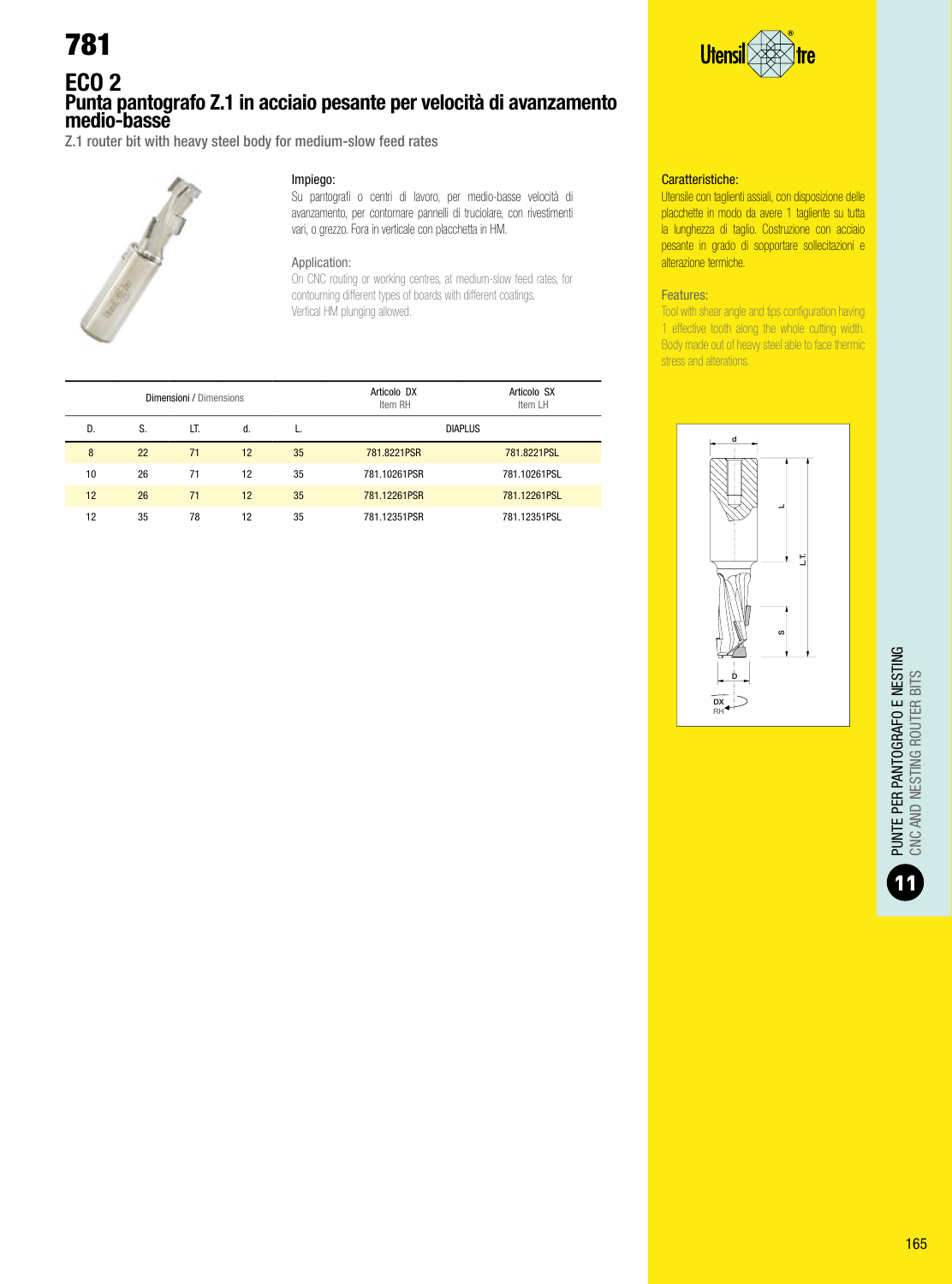# 781

## ECO 2

## Punta pantografo Z.1 in acciaio pesante per velocità di avanzamento medio-basse

Z.1 router bit with heavy steel body for medium-slow feed rates

### Impiego:

Su pantografi o centri di lavoro, per medio-basse velocità di avanzamento, per contornare pannelli di truciolare, con rivestimenti vari, o grezzo. Fora in verticale con placchetta in HM.

### Application:

On CNC routing or working centres, at medium-slow feed rates, for contourning different types of boards with different coatings.
Vertical HM plunging allowed.

### Caratteristiche:

Utensile con taglienti assiali, con disposizione delle placchette in modo da avere 1 tagliente su tutta la lunghezza di taglio. Costruzione con acciaio pesante in grado di sopportare sollecitazioni e alterazione termiche.

### Features:

Tool with shear angle and tips configuration having 1 effective tooth along the whole cutting width. Body made out of heavy steel able to face thermic stress and alterations.

| Dimensioni / Dimensions | | | | | Articolo DX Item RH | Articolo SX Item LH |
|---|---|---|---|---|---|---|
| D. | S. | LT. | d. | L. | DIAPLUS | |
| 8 | 22 | 71 | 12 | 35 | 781.8221PSR | 781.8221PSL |
| 10 | 26 | 71 | 12 | 35 | 781.10261PSR | 781.10261PSL |
| 12 | 26 | 71 | 12 | 35 | 781.12261PSR | 781.12261PSL |
| 12 | 35 | 78 | 12 | 35 | 781.12351PSR | 781.12351PSL |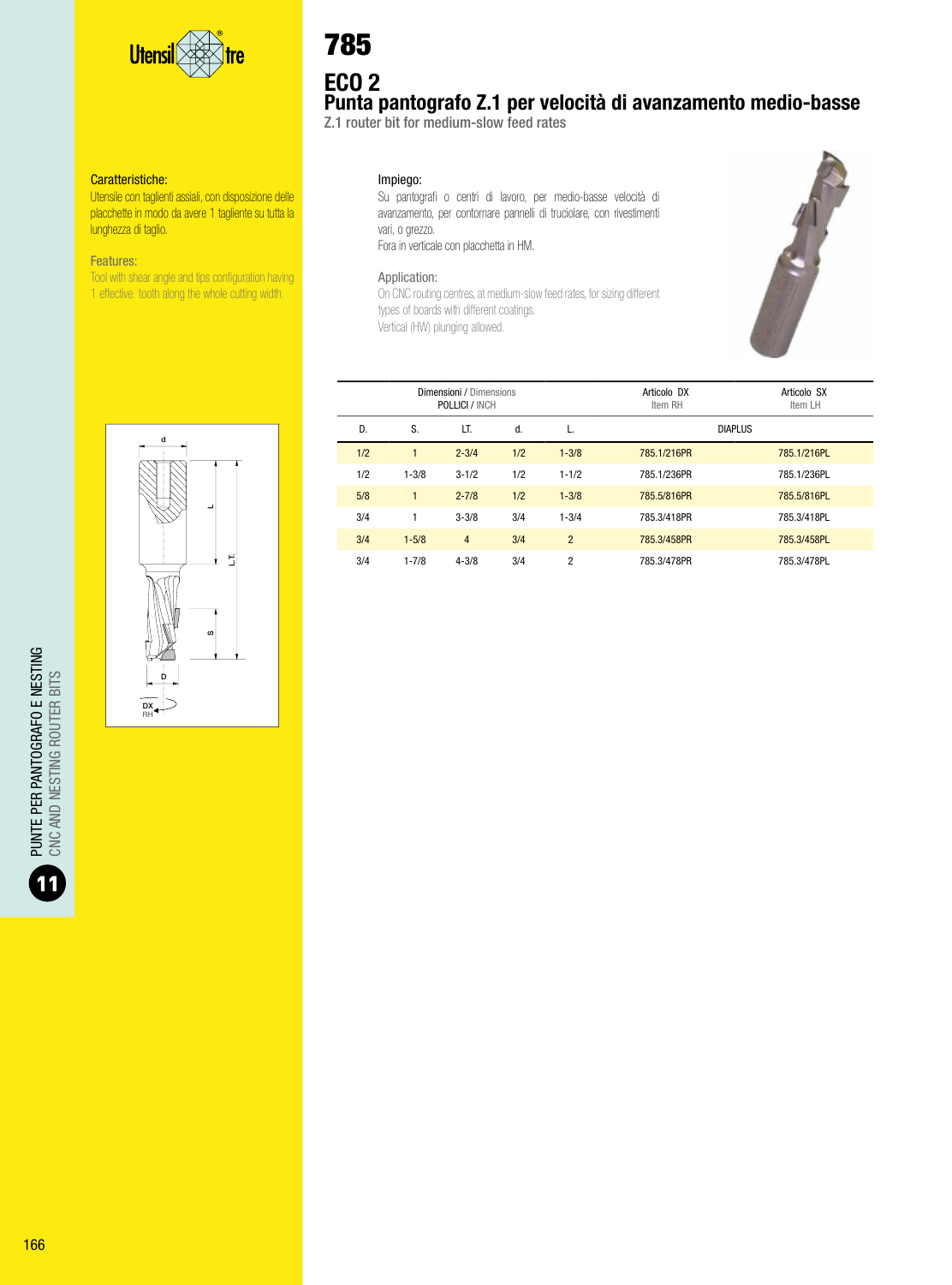# 785

## ECO 2

## Punta pantografo Z.1 per velocità di avanzamento medio-basse

Z.1 router bit for medium-slow feed rates

**Caratteristiche:**

Utensile con taglienti assiali, con disposizione delle placchette in modo da avere 1 tagliente su tutta la lunghezza di taglio.

**Features:**

Tool with shear angle and tips configuration having 1 effective tooth along the whole cutting width.

**Impiego:**

Su pantografi o centri di lavoro, per medio-basse velocità di avanzamento, per contornare pannelli di truciolare, con rivestimenti vari, o grezzo.

Fora in verticale con placchetta in HM.

**Application:**

On CNC routing centres, at medium-slow feed rates, for sizing different types of boards with different coatings.

Vertical (HW) plunging allowed.

| Dimensioni / Dimensions POLLICI / INCH | | | | | Articolo DX Item RH | Articolo SX Item LH |
|---|---|---|---|---|---|---|
| D. | S. | LT. | d. | L. | DIAPLUS | |
| 1/2 | 1 | 2-3/4 | 1/2 | 1-3/8 | 785.1/216PR | 785.1/216PL |
| 1/2 | 1-3/8 | 3-1/2 | 1/2 | 1-1/2 | 785.1/236PR | 785.1/236PL |
| 5/8 | 1 | 2-7/8 | 1/2 | 1-3/8 | 785.5/816PR | 785.5/816PL |
| 3/4 | 1 | 3-3/8 | 3/4 | 1-3/4 | 785.3/418PR | 785.3/418PL |
| 3/4 | 1-5/8 | 4 | 3/4 | 2 | 785.3/458PR | 785.3/458PL |
| 3/4 | 1-7/8 | 4-3/8 | 3/4 | 2 | 785.3/478PR | 785.3/478PL |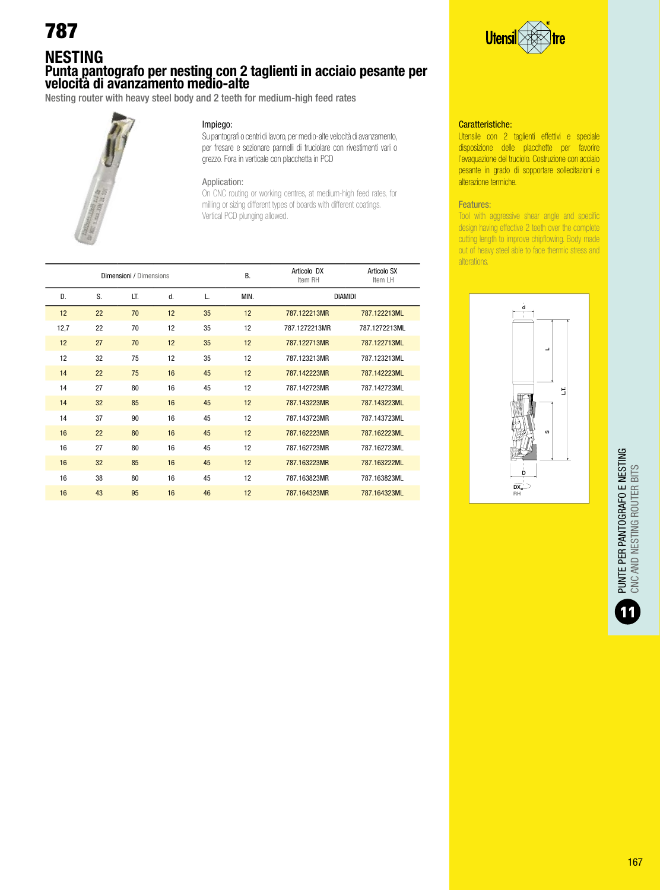# 787

## NESTING

### Punta pantografo per nesting con 2 taglienti in acciaio pesante per velocità di avanzamento medio-alte

Nesting router with heavy steel body and 2 teeth for medium-high feed rates

**Impiego:**
Su pantografi o centri di lavoro, per medio-alte velocità di avanzamento, per fresare e sezionare pannelli di truciolare con rivestimenti vari o grezzo. Fora in verticale con placchetta in PCD

**Application:**
On CNC routing or working centres, at medium-high feed rates, for milling or sizing different types of boards with different coatings. Vertical PCD plunging allowed.

**Caratteristiche:**
Utensile con 2 taglienti effettivi e speciale disposizione delle placchette per favorire l'evaquazione del truciolo. Costruzione con acciaio pesante in grado di sopportare sollecitazioni e alterazione termiche.

**Features:**
Tool with aggressive shear angle and specific design having effective 2 teeth over the complete cutting length to improve chipflowing. Body made out of heavy steel able to face thermic stress and alterations.

| Dimensioni / Dimensions | | | | | B. | Articolo DX Item RH | Articolo SX Item LH |
|---|---|---|---|---|---|---|---|
| D. | S. | LT. | d. | L. | MIN. | DIAMIDI | |
| 12 | 22 | 70 | 12 | 35 | 12 | 787.122213MR | 787.122213ML |
| 12,7 | 22 | 70 | 12 | 35 | 12 | 787.1272213MR | 787.1272213ML |
| 12 | 27 | 70 | 12 | 35 | 12 | 787.122713MR | 787.122713ML |
| 12 | 32 | 75 | 12 | 35 | 12 | 787.123213MR | 787.123213ML |
| 14 | 22 | 75 | 16 | 45 | 12 | 787.142223MR | 787.142223ML |
| 14 | 27 | 80 | 16 | 45 | 12 | 787.142723MR | 787.142723ML |
| 14 | 32 | 85 | 16 | 45 | 12 | 787.143223MR | 787.143223ML |
| 14 | 37 | 90 | 16 | 45 | 12 | 787.143723MR | 787.143723ML |
| 16 | 22 | 80 | 16 | 45 | 12 | 787.162223MR | 787.162223ML |
| 16 | 27 | 80 | 16 | 45 | 12 | 787.162723MR | 787.162723ML |
| 16 | 32 | 85 | 16 | 45 | 12 | 787.163223MR | 787.163222ML |
| 16 | 38 | 80 | 16 | 45 | 12 | 787.163823MR | 787.163823ML |
| 16 | 43 | 95 | 16 | 46 | 12 | 787.164323MR | 787.164323ML |

PUNTE PER PANTOGRAFO E NESTING
CNC AND NESTING ROUTER BITS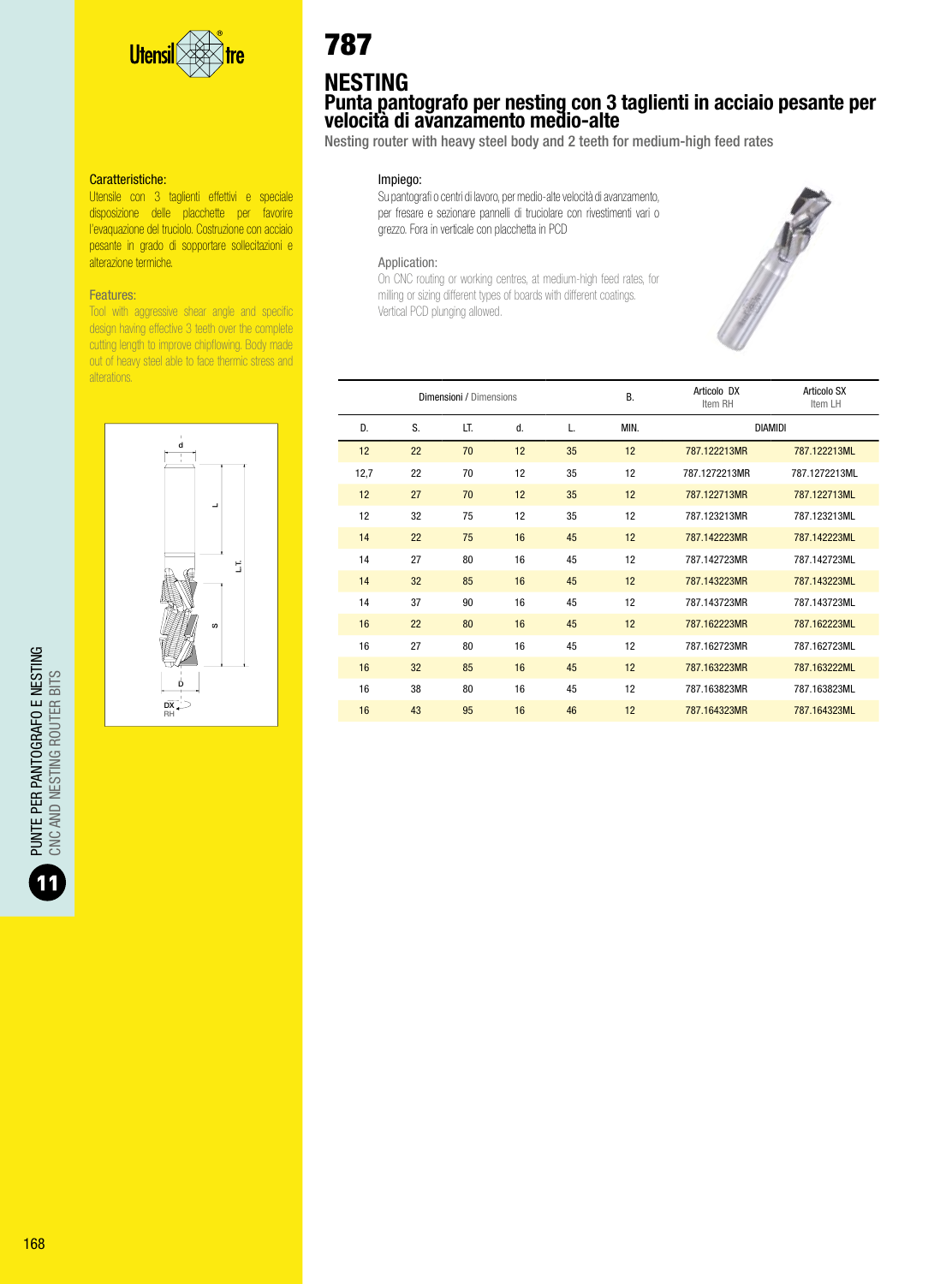# 787

## NESTING

### Punta pantografo per nesting con 3 taglienti in acciaio pesante per velocità di avanzamento medio-alte

Nesting router with heavy steel body and 2 teeth for medium-high feed rates

**Caratteristiche:**
Utensile con 3 taglienti effettivi e speciale disposizione delle placchette per favorire l'evaquazione del truciolo. Costruzione con acciaio pesante in grado di sopportare sollecitazioni e alterazione termiche.

**Features:**
Tool with aggressive shear angle and specific design having effective 3 teeth over the complete cutting length to improve chipflowing. Body made out of heavy steel able to face thermic stress and alterations.

**Impiego:**
Su pantografi o centri di lavoro, per medio-alte velocità di avanzamento, per fresare e sezionare pannelli di truciolare con rivestimenti vari o grezzo. Fora in verticale con placchetta in PCD

**Application:**
On CNC routing or working centres, at medium-high feed rates, for milling or sizing different types of boards with different coatings. Vertical PCD plunging allowed.

d
L
L.T.
S
D
DX
RH

| Dimensioni / Dimensions | | | | | B. | Articolo DX Item RH | Articolo SX Item LH |
|---|---|---|---|---|---|---|---|
| D. | S. | LT. | d. | L. | MIN. | DIAMIDI | |
| 12 | 22 | 70 | 12 | 35 | 12 | 787.122213MR | 787.122213ML |
| 12,7 | 22 | 70 | 12 | 35 | 12 | 787.1272213MR | 787.1272213ML |
| 12 | 27 | 70 | 12 | 35 | 12 | 787.122713MR | 787.122713ML |
| 12 | 32 | 75 | 12 | 35 | 12 | 787.123213MR | 787.123213ML |
| 14 | 22 | 75 | 16 | 45 | 12 | 787.142223MR | 787.142223ML |
| 14 | 27 | 80 | 16 | 45 | 12 | 787.142723MR | 787.142723ML |
| 14 | 32 | 85 | 16 | 45 | 12 | 787.143223MR | 787.143223ML |
| 14 | 37 | 90 | 16 | 45 | 12 | 787.143723MR | 787.143723ML |
| 16 | 22 | 80 | 16 | 45 | 12 | 787.162223MR | 787.162223ML |
| 16 | 27 | 80 | 16 | 45 | 12 | 787.162723MR | 787.162723ML |
| 16 | 32 | 85 | 16 | 45 | 12 | 787.163223MR | 787.163222ML |
| 16 | 38 | 80 | 16 | 45 | 12 | 787.163823MR | 787.163823ML |
| 16 | 43 | 95 | 16 | 46 | 12 | 787.164323MR | 787.164323ML |